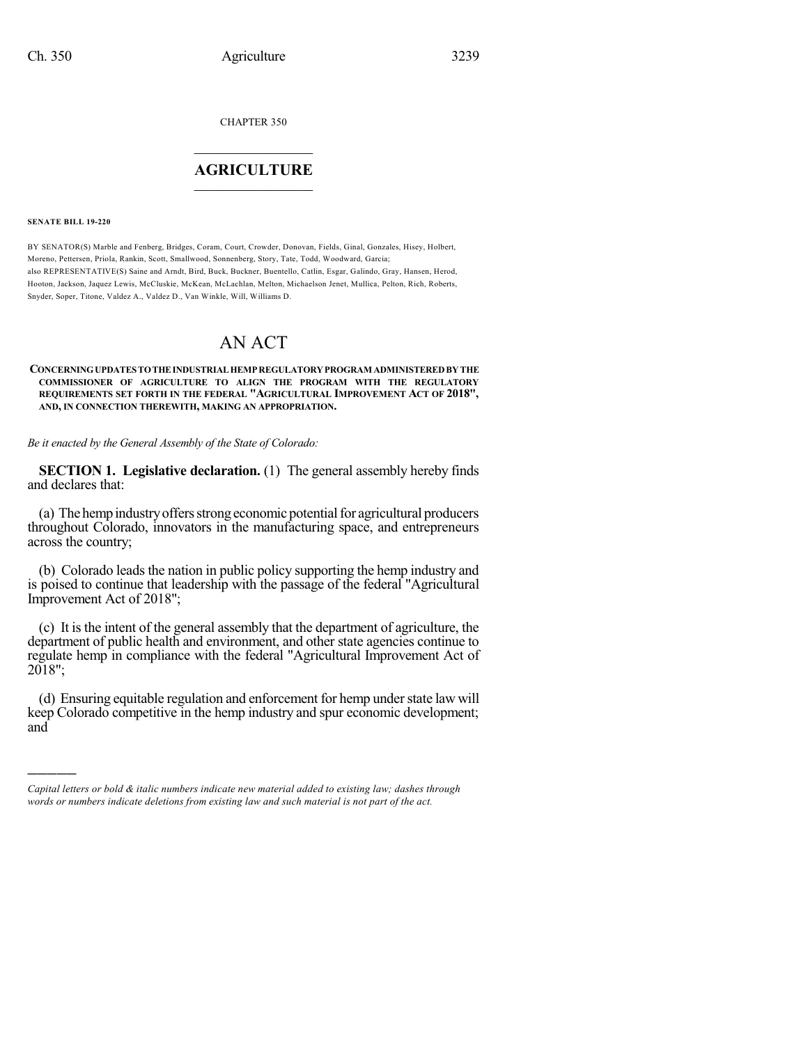CHAPTER 350

# AGRICULTURE

**SENATE BILL 19-220**

BY SENATOR(S) Marble and Fenberg, Bridges, Coram, Court, Crowder, Donovan, Fields, Ginal, Gonzales, Hisey, Holbert, Moreno, Pettersen, Priola, Rankin, Scott, Smallwood, Sonnenberg, Story, Tate, Todd, Woodward, Garcia;
also REPRESENTATIVE(S) Saine and Arndt, Bird, Buck, Buckner, Buentello, Catlin, Esgar, Galindo, Gray, Hansen, Herod, Hooton, Jackson, Jaquez Lewis, McCluskie, McKean, McLachlan, Melton, Michaelson Jenet, Mullica, Pelton, Rich, Roberts, Snyder, Soper, Titone, Valdez A., Valdez D., Van Winkle, Will, Williams D.

# AN ACT

**CONCERNING UPDATES TO THE INDUSTRIAL HEMP REGULATORY PROGRAM ADMINISTERED BY THE COMMISSIONER OF AGRICULTURE TO ALIGN THE PROGRAM WITH THE REGULATORY REQUIREMENTS SET FORTH IN THE FEDERAL "AGRICULTURAL IMPROVEMENT ACT OF 2018", AND, IN CONNECTION THEREWITH, MAKING AN APPROPRIATION.**

*Be it enacted by the General Assembly of the State of Colorado:*

**SECTION 1. Legislative declaration.** (1) The general assembly hereby finds and declares that:

(a) The hemp industry offers strong economic potential for agricultural producers throughout Colorado, innovators in the manufacturing space, and entrepreneurs across the country;

(b) Colorado leads the nation in public policy supporting the hemp industry and is poised to continue that leadership with the passage of the federal "Agricultural Improvement Act of 2018";

(c) It is the intent of the general assembly that the department of agriculture, the department of public health and environment, and other state agencies continue to regulate hemp in compliance with the federal "Agricultural Improvement Act of 2018";

(d) Ensuring equitable regulation and enforcement for hemp under state law will keep Colorado competitive in the hemp industry and spur economic development; and

---

*Capital letters or bold & italic numbers indicate new material added to existing law; dashes through words or numbers indicate deletions from existing law and such material is not part of the act.*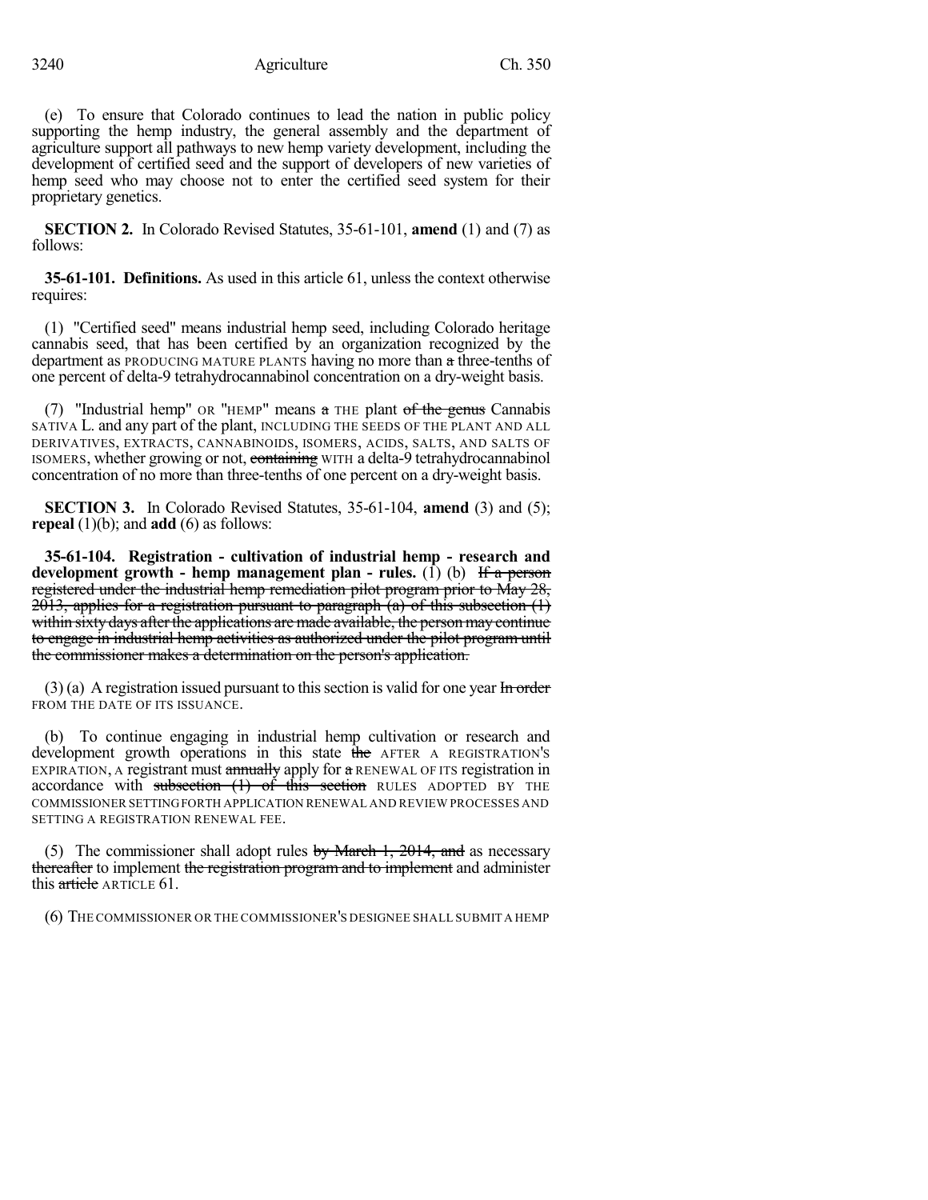(e) To ensure that Colorado continues to lead the nation in public policy supporting the hemp industry, the general assembly and the department of agriculture support all pathways to new hemp variety development, including the development of certified seed and the support of developers of new varieties of hemp seed who may choose not to enter the certified seed system for their proprietary genetics.

**SECTION 2.** In Colorado Revised Statutes, 35-61-101, **amend** (1) and (7) as follows:

**35-61-101. Definitions.** As used in this article 61, unless the context otherwise requires:

(1) "Certified seed" means industrial hemp seed, including Colorado heritage cannabis seed, that has been certified by an organization recognized by the department as PRODUCING MATURE PLANTS having no more than ~~a~~ three-tenths of one percent of delta-9 tetrahydrocannabinol concentration on a dry-weight basis.

(7) "Industrial hemp" OR "HEMP" means ~~a~~ THE plant ~~of the genus~~ Cannabis SATIVA L. and any part of the plant, INCLUDING THE SEEDS OF THE PLANT AND ALL DERIVATIVES, EXTRACTS, CANNABINOIDS, ISOMERS, ACIDS, SALTS, AND SALTS OF ISOMERS, whether growing or not, ~~containing~~ WITH a delta-9 tetrahydrocannabinol concentration of no more than three-tenths of one percent on a dry-weight basis.

**SECTION 3.** In Colorado Revised Statutes, 35-61-104, **amend** (3) and (5); **repeal** (1)(b); and **add** (6) as follows:

**35-61-104. Registration - cultivation of industrial hemp - research and development growth - hemp management plan - rules.** (1) (b) ~~If a person registered under the industrial hemp remediation pilot program prior to May 28, 2013, applies for a registration pursuant to paragraph (a) of this subsection (1) within sixty days after the applications are made available, the person may continue to engage in industrial hemp activities as authorized under the pilot program until the commissioner makes a determination on the person's application.~~

(3) (a) A registration issued pursuant to this section is valid for one year ~~In order~~ FROM THE DATE OF ITS ISSUANCE.

(b) To continue engaging in industrial hemp cultivation or research and development growth operations in this state ~~the~~ AFTER A REGISTRATION'S EXPIRATION, A registrant must ~~annually~~ apply for ~~a~~ A RENEWAL OF ITS registration in accordance with ~~subsection (1) of this section~~ RULES ADOPTED BY THE COMMISSIONER SETTING FORTH APPLICATION RENEWAL AND REVIEW PROCESSES AND SETTING A REGISTRATION RENEWAL FEE.

(5) The commissioner shall adopt rules ~~by March 1, 2014, and~~ as necessary ~~thereafter~~ to implement ~~the registration program and to implement~~ and administer this ~~article~~ ARTICLE 61.

(6) THE COMMISSIONER OR THE COMMISSIONER'S DESIGNEE SHALL SUBMIT A HEMP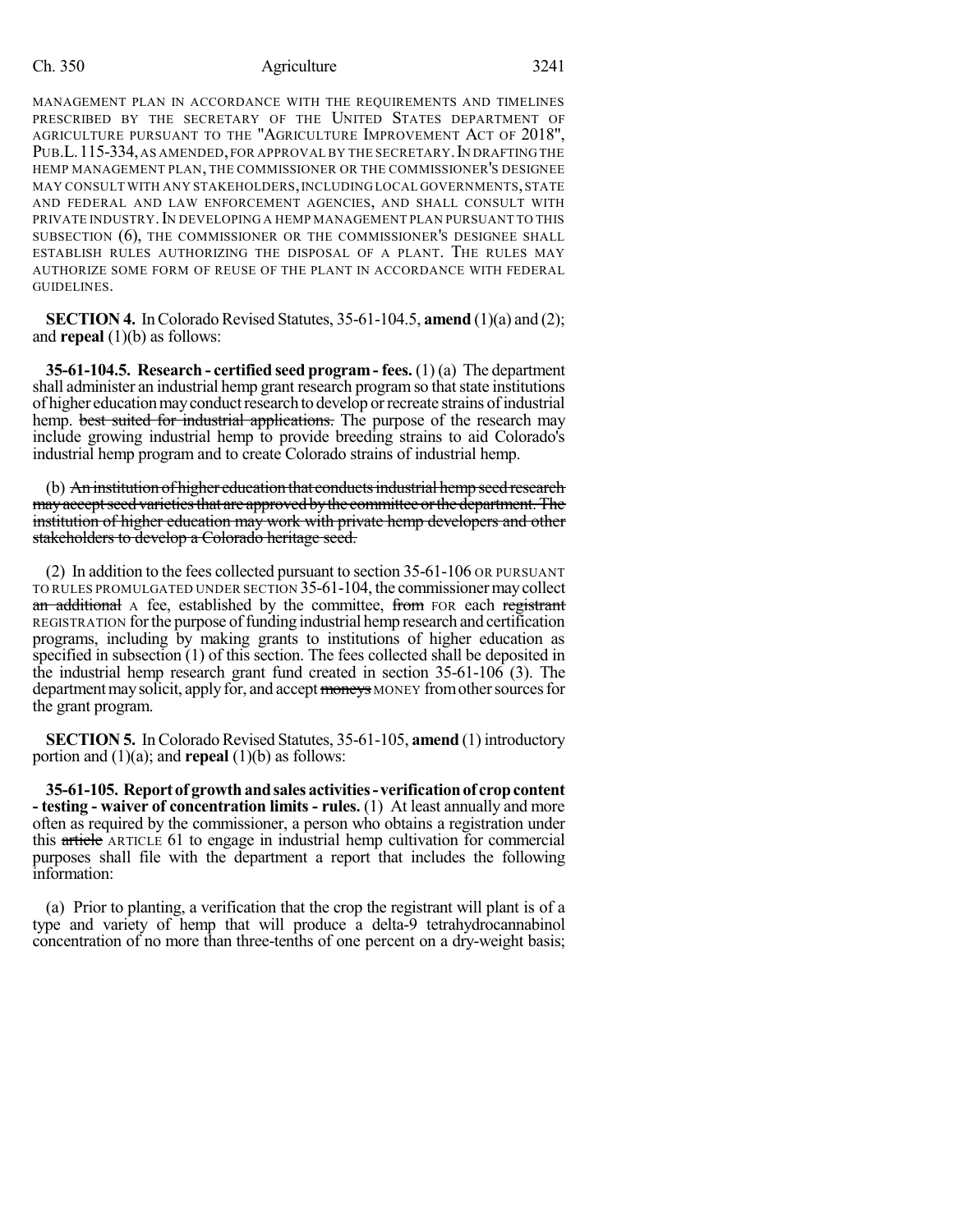MANAGEMENT PLAN IN ACCORDANCE WITH THE REQUIREMENTS AND TIMELINES PRESCRIBED BY THE SECRETARY OF THE UNITED STATES DEPARTMENT OF AGRICULTURE PURSUANT TO THE "AGRICULTURE IMPROVEMENT ACT OF 2018", PUB.L. 115-334, AS AMENDED, FOR APPROVAL BY THE SECRETARY. IN DRAFTING THE HEMP MANAGEMENT PLAN, THE COMMISSIONER OR THE COMMISSIONER'S DESIGNEE MAY CONSULT WITH ANY STAKEHOLDERS, INCLUDING LOCAL GOVERNMENTS, STATE AND FEDERAL AND LAW ENFORCEMENT AGENCIES, AND SHALL CONSULT WITH PRIVATE INDUSTRY. IN DEVELOPING A HEMP MANAGEMENT PLAN PURSUANT TO THIS SUBSECTION (6), THE COMMISSIONER OR THE COMMISSIONER'S DESIGNEE SHALL ESTABLISH RULES AUTHORIZING THE DISPOSAL OF A PLANT. THE RULES MAY AUTHORIZE SOME FORM OF REUSE OF THE PLANT IN ACCORDANCE WITH FEDERAL GUIDELINES.

**SECTION 4.** In Colorado Revised Statutes, 35-61-104.5, **amend** (1)(a) and (2); and **repeal** (1)(b) as follows:

**35-61-104.5. Research - certified seed program - fees.** (1) (a) The department shall administer an industrial hemp grant research program so that state institutions of higher education may conduct research to develop or recreate strains of industrial hemp. ~~best suited for industrial applications.~~ The purpose of the research may include growing industrial hemp to provide breeding strains to aid Colorado's industrial hemp program and to create Colorado strains of industrial hemp.

(b) ~~An institution of higher education that conducts industrial hemp seed research may accept seed varieties that are approved by the committee or the department. The institution of higher education may work with private hemp developers and other stakeholders to develop a Colorado heritage seed.~~

(2) In addition to the fees collected pursuant to section 35-61-106 OR PURSUANT TO RULES PROMULGATED UNDER SECTION 35-61-104, the commissioner may collect ~~an additional~~ A fee, established by the committee, ~~from~~ FOR each ~~registrant~~ REGISTRATION for the purpose of funding industrial hemp research and certification programs, including by making grants to institutions of higher education as specified in subsection (1) of this section. The fees collected shall be deposited in the industrial hemp research grant fund created in section 35-61-106 (3). The department may solicit, apply for, and accept ~~moneys~~ MONEY from other sources for the grant program.

**SECTION 5.** In Colorado Revised Statutes, 35-61-105, **amend** (1) introductory portion and (1)(a); and **repeal** (1)(b) as follows:

**35-61-105. Report of growth and sales activities - verification of crop content - testing - waiver of concentration limits - rules.** (1) At least annually and more often as required by the commissioner, a person who obtains a registration under this ~~article~~ ARTICLE 61 to engage in industrial hemp cultivation for commercial purposes shall file with the department a report that includes the following information:

(a) Prior to planting, a verification that the crop the registrant will plant is of a type and variety of hemp that will produce a delta-9 tetrahydrocannabinol concentration of no more than three-tenths of one percent on a dry-weight basis;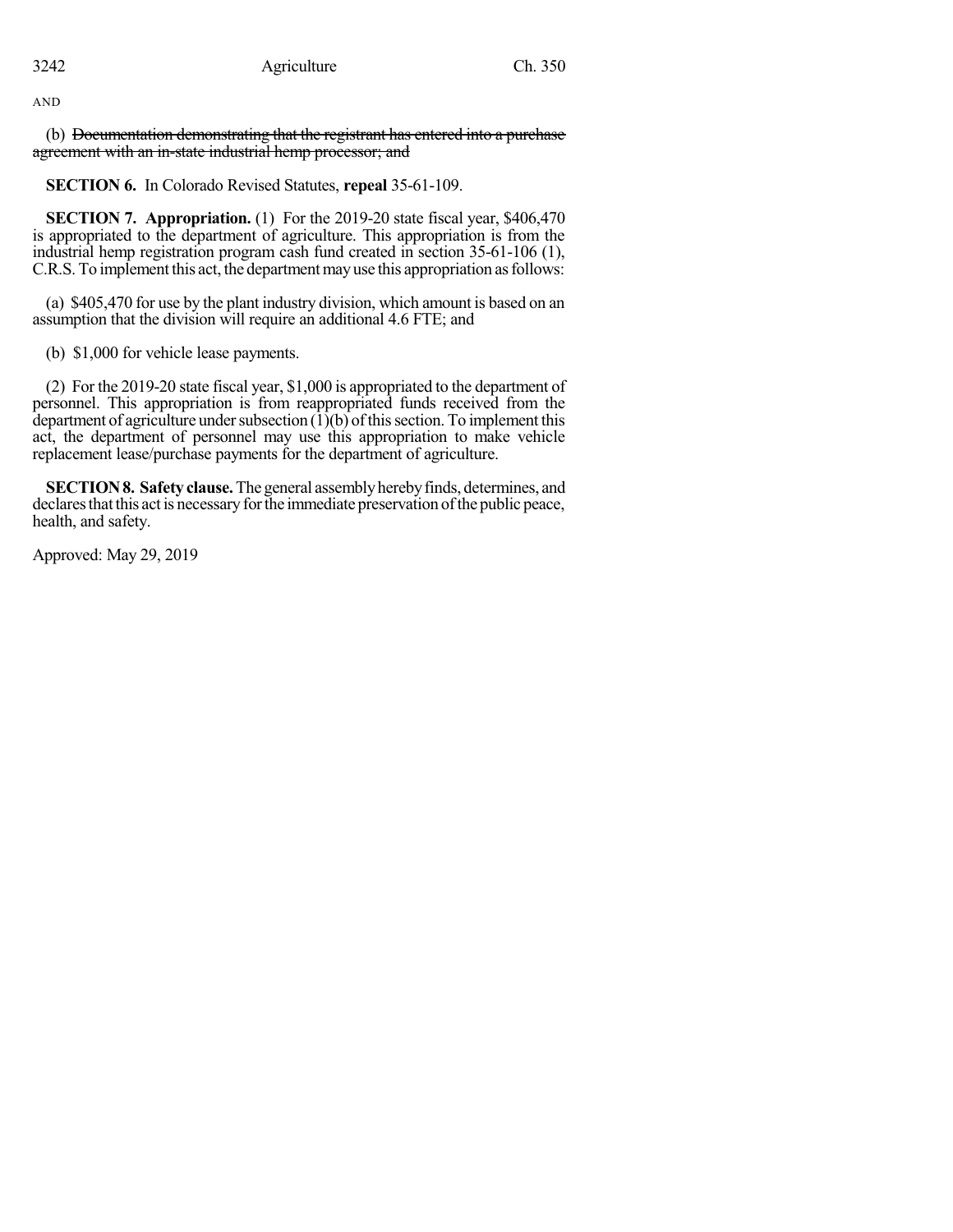AND

(b) ~~Documentation demonstrating that the registrant has entered into a purchase agreement with an in-state industrial hemp processor; and~~

**SECTION 6.** In Colorado Revised Statutes, **repeal** 35-61-109.

**SECTION 7. Appropriation.** (1) For the 2019-20 state fiscal year, $406,470 is appropriated to the department of agriculture. This appropriation is from the industrial hemp registration program cash fund created in section 35-61-106 (1), C.R.S. To implement this act, the department may use this appropriation as follows:

(a) $405,470 for use by the plant industry division, which amount is based on an assumption that the division will require an additional 4.6 FTE; and

(b) $1,000 for vehicle lease payments.

(2) For the 2019-20 state fiscal year, $1,000 is appropriated to the department of personnel. This appropriation is from reappropriated funds received from the department of agriculture under subsection (1)(b) of this section. To implement this act, the department of personnel may use this appropriation to make vehicle replacement lease/purchase payments for the department of agriculture.

**SECTION 8. Safety clause.** The general assembly hereby finds, determines, and declares that this act is necessary for the immediate preservation of the public peace, health, and safety.

Approved: May 29, 2019